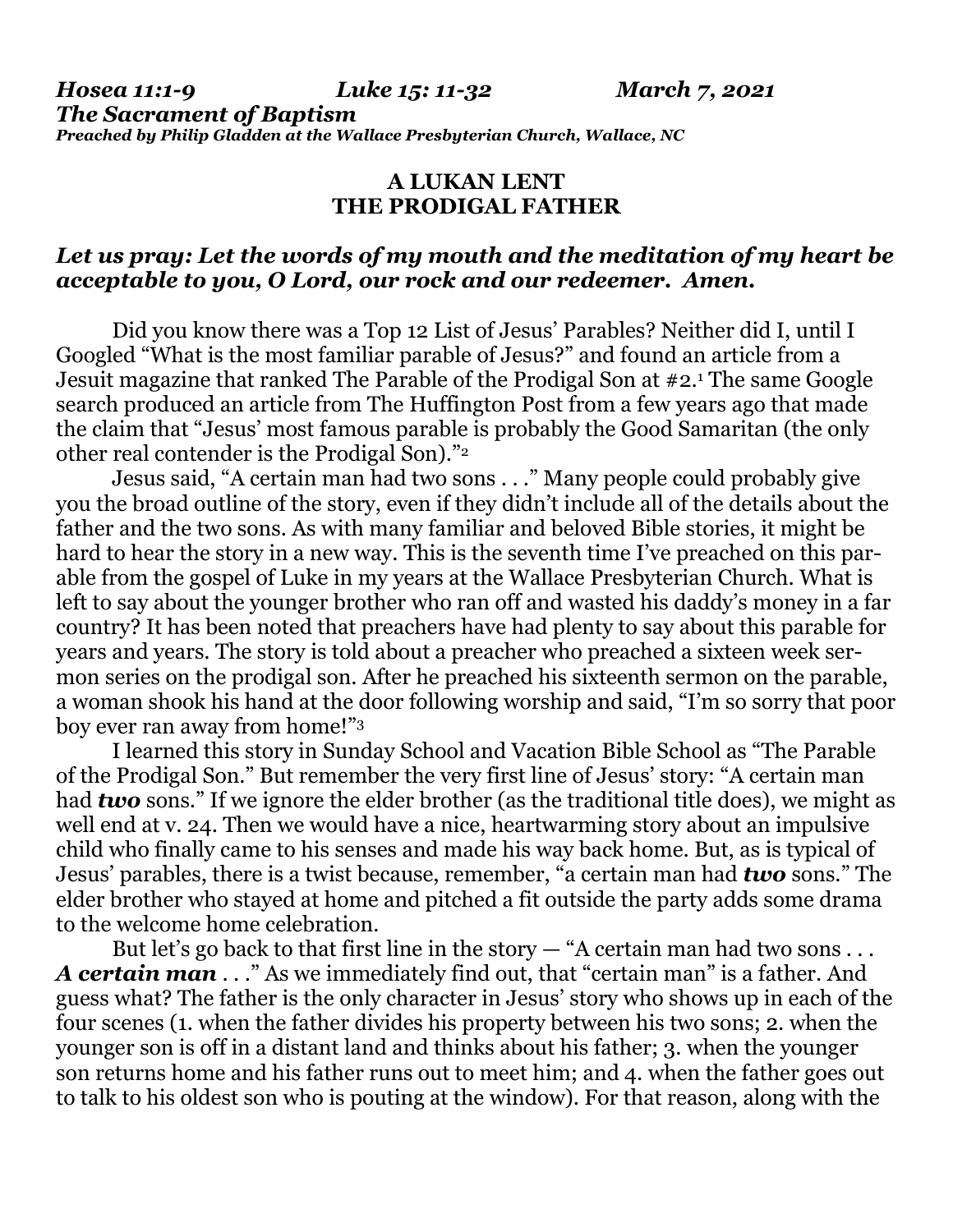***Hosea 11:1-9 Luke 15: 11-32 March 7, 2021***
***The Sacrament of Baptism***
***Preached by Philip Gladden at the Wallace Presbyterian Church, Wallace, NC***

## A LUKAN LENT
## THE PRODIGAL FATHER

***Let us pray: Let the words of my mouth and the meditation of my heart be acceptable to you, O Lord, our rock and our redeemer. Amen.***

Did you know there was a Top 12 List of Jesus' Parables? Neither did I, until I Googled "What is the most familiar parable of Jesus?" and found an article from a Jesuit magazine that ranked The Parable of the Prodigal Son at #2.[1] The same Google search produced an article from The Huffington Post from a few years ago that made the claim that "Jesus' most famous parable is probably the Good Samaritan (the only other real contender is the Prodigal Son)."[2]

Jesus said, "A certain man had two sons . . ." Many people could probably give you the broad outline of the story, even if they didn't include all of the details about the father and the two sons. As with many familiar and beloved Bible stories, it might be hard to hear the story in a new way. This is the seventh time I've preached on this parable from the gospel of Luke in my years at the Wallace Presbyterian Church. What is left to say about the younger brother who ran off and wasted his daddy's money in a far country? It has been noted that preachers have had plenty to say about this parable for years and years. The story is told about a preacher who preached a sixteen week sermon series on the prodigal son. After he preached his sixteenth sermon on the parable, a woman shook his hand at the door following worship and said, "I'm so sorry that poor boy ever ran away from home!"[3]

I learned this story in Sunday School and Vacation Bible School as "The Parable of the Prodigal Son." But remember the very first line of Jesus' story: "A certain man had ***two*** sons." If we ignore the elder brother (as the traditional title does), we might as well end at v. 24. Then we would have a nice, heartwarming story about an impulsive child who finally came to his senses and made his way back home. But, as is typical of Jesus' parables, there is a twist because, remember, "a certain man had ***two*** sons." The elder brother who stayed at home and pitched a fit outside the party adds some drama to the welcome home celebration.

But let's go back to that first line in the story — "A certain man had two sons . . . ***A certain man*** . . ." As we immediately find out, that "certain man" is a father. And guess what? The father is the only character in Jesus' story who shows up in each of the four scenes (1. when the father divides his property between his two sons; 2. when the younger son is off in a distant land and thinks about his father; 3. when the younger son returns home and his father runs out to meet him; and 4. when the father goes out to talk to his oldest son who is pouting at the window). For that reason, along with the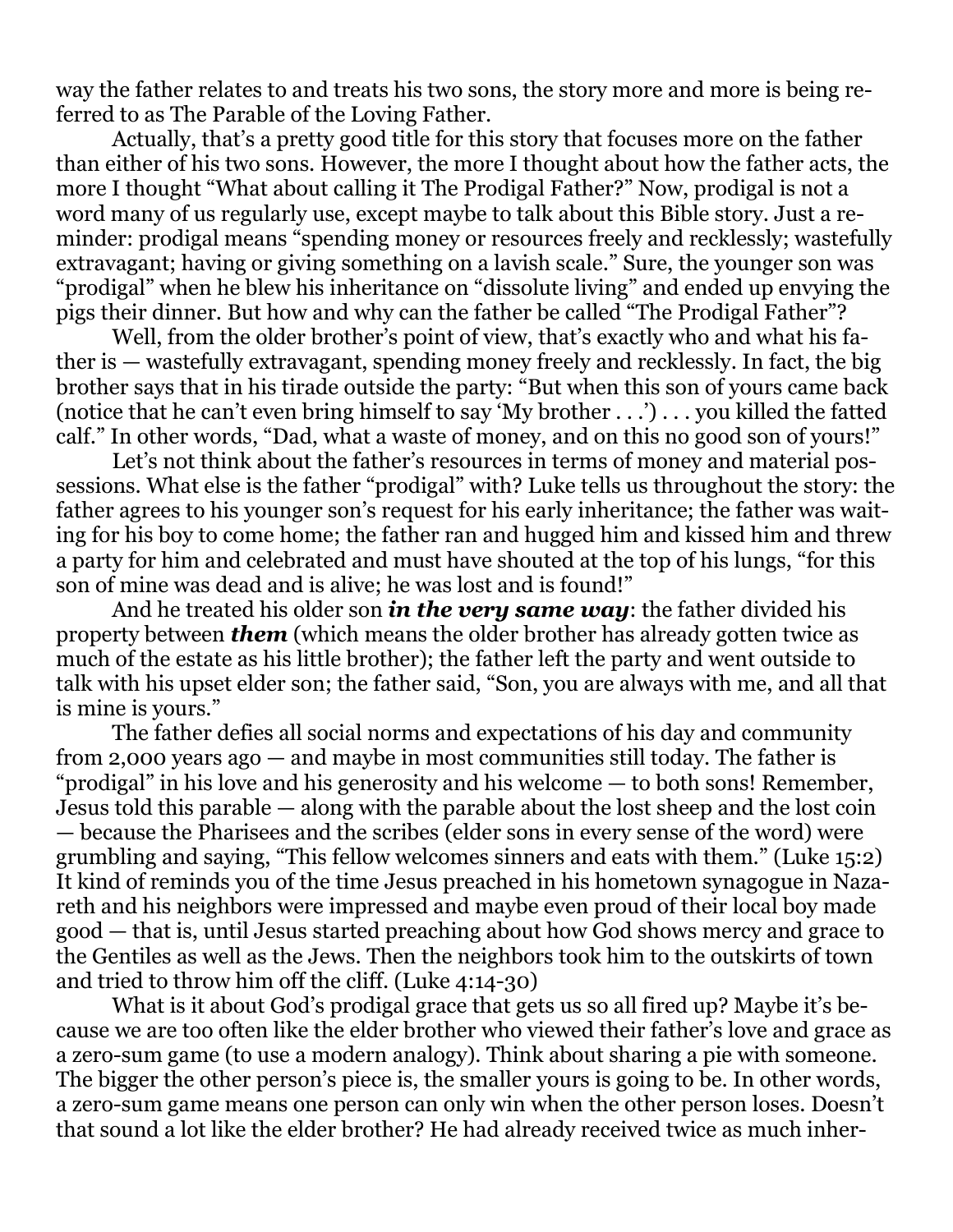way the father relates to and treats his two sons, the story more and more is being referred to as The Parable of the Loving Father.

Actually, that's a pretty good title for this story that focuses more on the father than either of his two sons. However, the more I thought about how the father acts, the more I thought "What about calling it The Prodigal Father?" Now, prodigal is not a word many of us regularly use, except maybe to talk about this Bible story. Just a reminder: prodigal means "spending money or resources freely and recklessly; wastefully extravagant; having or giving something on a lavish scale." Sure, the younger son was "prodigal" when he blew his inheritance on "dissolute living" and ended up envying the pigs their dinner. But how and why can the father be called "The Prodigal Father"?

Well, from the older brother's point of view, that's exactly who and what his father is — wastefully extravagant, spending money freely and recklessly. In fact, the big brother says that in his tirade outside the party: "But when this son of yours came back (notice that he can't even bring himself to say 'My brother . . .') . . . you killed the fatted calf." In other words, "Dad, what a waste of money, and on this no good son of yours!"

Let's not think about the father's resources in terms of money and material possessions. What else is the father "prodigal" with? Luke tells us throughout the story: the father agrees to his younger son's request for his early inheritance; the father was waiting for his boy to come home; the father ran and hugged him and kissed him and threw a party for him and celebrated and must have shouted at the top of his lungs, "for this son of mine was dead and is alive; he was lost and is found!"

And he treated his older son ***in the very same way***: the father divided his property between ***them*** (which means the older brother has already gotten twice as much of the estate as his little brother); the father left the party and went outside to talk with his upset elder son; the father said, "Son, you are always with me, and all that is mine is yours."

The father defies all social norms and expectations of his day and community from 2,000 years ago — and maybe in most communities still today. The father is "prodigal" in his love and his generosity and his welcome — to both sons! Remember, Jesus told this parable — along with the parable about the lost sheep and the lost coin — because the Pharisees and the scribes (elder sons in every sense of the word) were grumbling and saying, "This fellow welcomes sinners and eats with them." (Luke 15:2) It kind of reminds you of the time Jesus preached in his hometown synagogue in Nazareth and his neighbors were impressed and maybe even proud of their local boy made good — that is, until Jesus started preaching about how God shows mercy and grace to the Gentiles as well as the Jews. Then the neighbors took him to the outskirts of town and tried to throw him off the cliff. (Luke 4:14-30)

What is it about God's prodigal grace that gets us so all fired up? Maybe it's because we are too often like the elder brother who viewed their father's love and grace as a zero-sum game (to use a modern analogy). Think about sharing a pie with someone. The bigger the other person's piece is, the smaller yours is going to be. In other words, a zero-sum game means one person can only win when the other person loses. Doesn't that sound a lot like the elder brother? He had already received twice as much inher-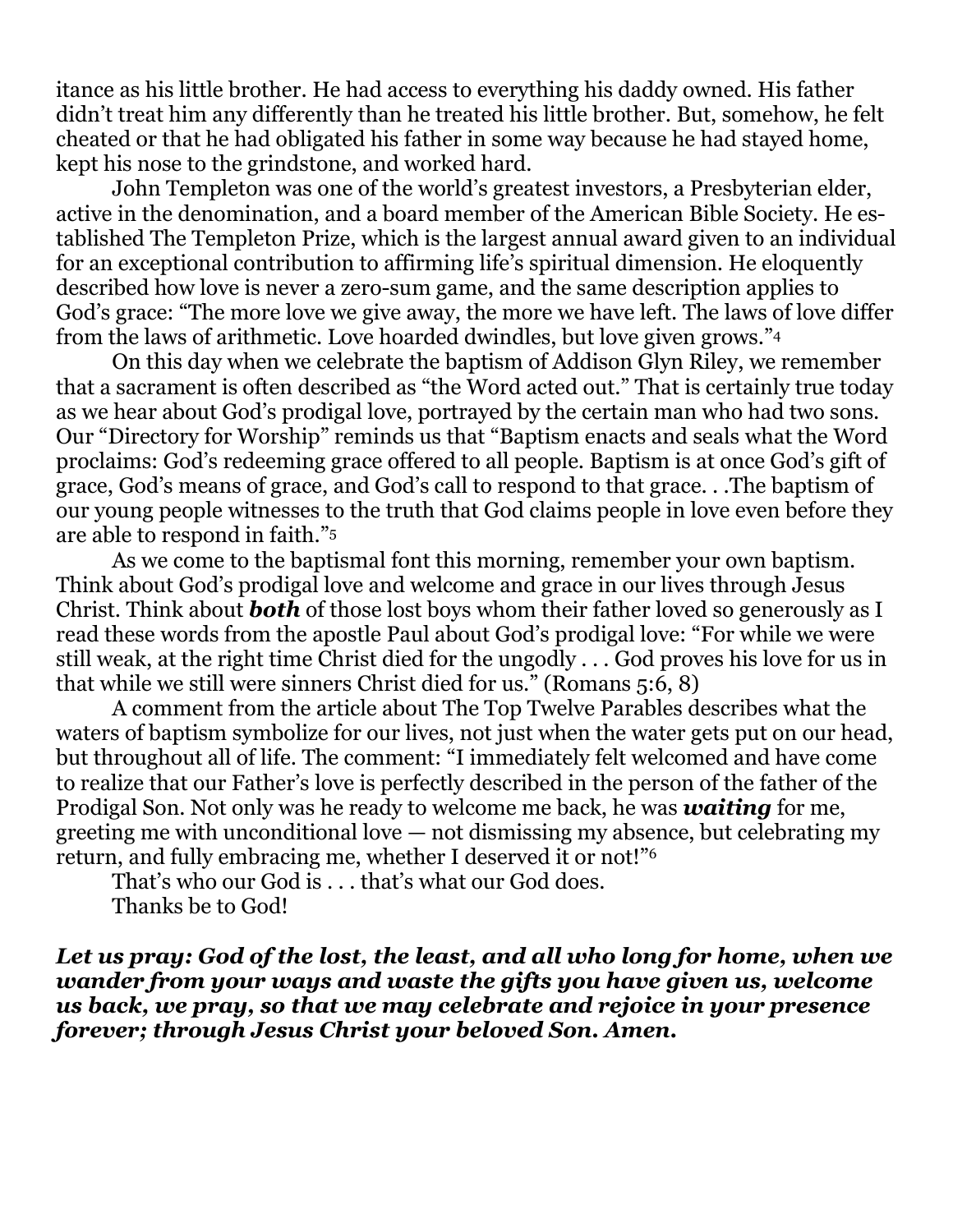itance as his little brother. He had access to everything his daddy owned. His father didn't treat him any differently than he treated his little brother. But, somehow, he felt cheated or that he had obligated his father in some way because he had stayed home, kept his nose to the grindstone, and worked hard.

John Templeton was one of the world's greatest investors, a Presbyterian elder, active in the denomination, and a board member of the American Bible Society. He established The Templeton Prize, which is the largest annual award given to an individual for an exceptional contribution to affirming life's spiritual dimension. He eloquently described how love is never a zero-sum game, and the same description applies to God's grace: "The more love we give away, the more we have left. The laws of love differ from the laws of arithmetic. Love hoarded dwindles, but love given grows."[4]

On this day when we celebrate the baptism of Addison Glyn Riley, we remember that a sacrament is often described as "the Word acted out." That is certainly true today as we hear about God's prodigal love, portrayed by the certain man who had two sons. Our "Directory for Worship" reminds us that "Baptism enacts and seals what the Word proclaims: God's redeeming grace offered to all people. Baptism is at once God's gift of grace, God's means of grace, and God's call to respond to that grace. . .The baptism of our young people witnesses to the truth that God claims people in love even before they are able to respond in faith."[5]

As we come to the baptismal font this morning, remember your own baptism. Think about God's prodigal love and welcome and grace in our lives through Jesus Christ. Think about ***both*** of those lost boys whom their father loved so generously as I read these words from the apostle Paul about God's prodigal love: "For while we were still weak, at the right time Christ died for the ungodly . . . God proves his love for us in that while we still were sinners Christ died for us." (Romans 5:6, 8)

A comment from the article about The Top Twelve Parables describes what the waters of baptism symbolize for our lives, not just when the water gets put on our head, but throughout all of life. The comment: "I immediately felt welcomed and have come to realize that our Father's love is perfectly described in the person of the father of the Prodigal Son. Not only was he ready to welcome me back, he was ***waiting*** for me, greeting me with unconditional love — not dismissing my absence, but celebrating my return, and fully embracing me, whether I deserved it or not!"[6]

That's who our God is . . . that's what our God does.

Thanks be to God!

***Let us pray: God of the lost, the least, and all who long for home, when we wander from your ways and waste the gifts you have given us, welcome us back, we pray, so that we may celebrate and rejoice in your presence forever; through Jesus Christ your beloved Son. Amen.***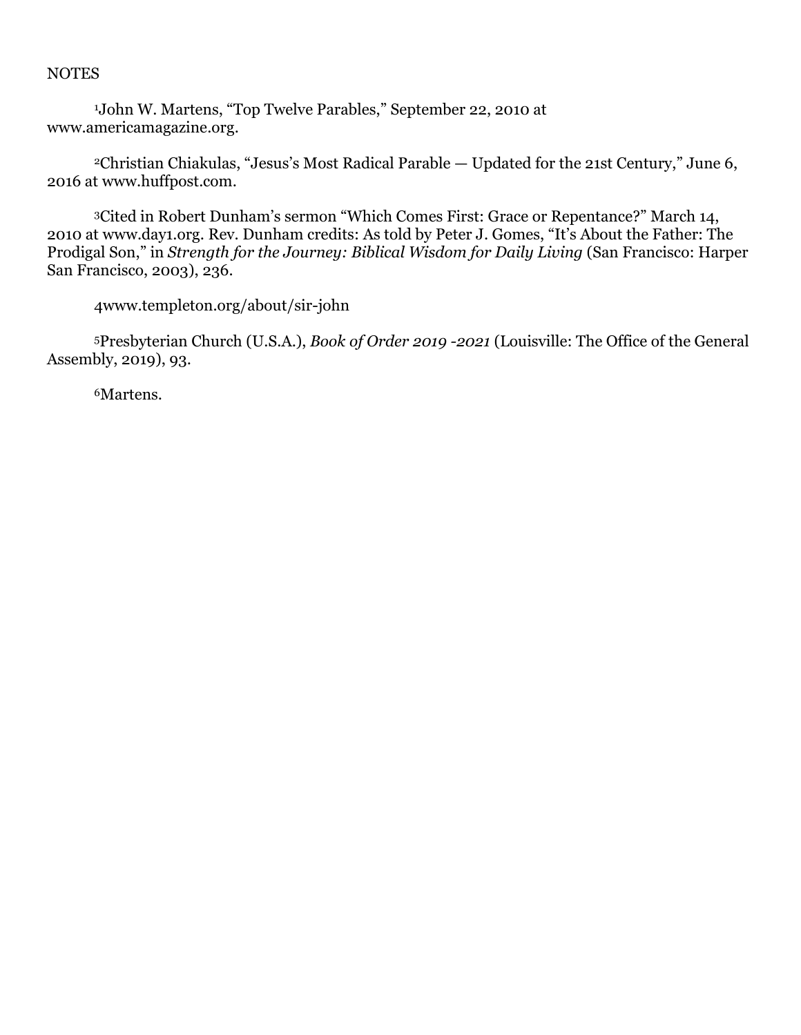NOTES

[1]John W. Martens, "Top Twelve Parables," September 22, 2010 at www.americamagazine.org.

[2]Christian Chiakulas, "Jesus's Most Radical Parable — Updated for the 21st Century," June 6, 2016 at www.huffpost.com.

[3]Cited in Robert Dunham's sermon "Which Comes First: Grace or Repentance?" March 14, 2010 at www.day1.org. Rev. Dunham credits: As told by Peter J. Gomes, "It's About the Father: The Prodigal Son," in *Strength for the Journey: Biblical Wisdom for Daily Living* (San Francisco: Harper San Francisco, 2003), 236.

4www.templeton.org/about/sir-john

[5]Presbyterian Church (U.S.A.), *Book of Order 2019 -2021* (Louisville: The Office of the General Assembly, 2019), 93.

[6]Martens.